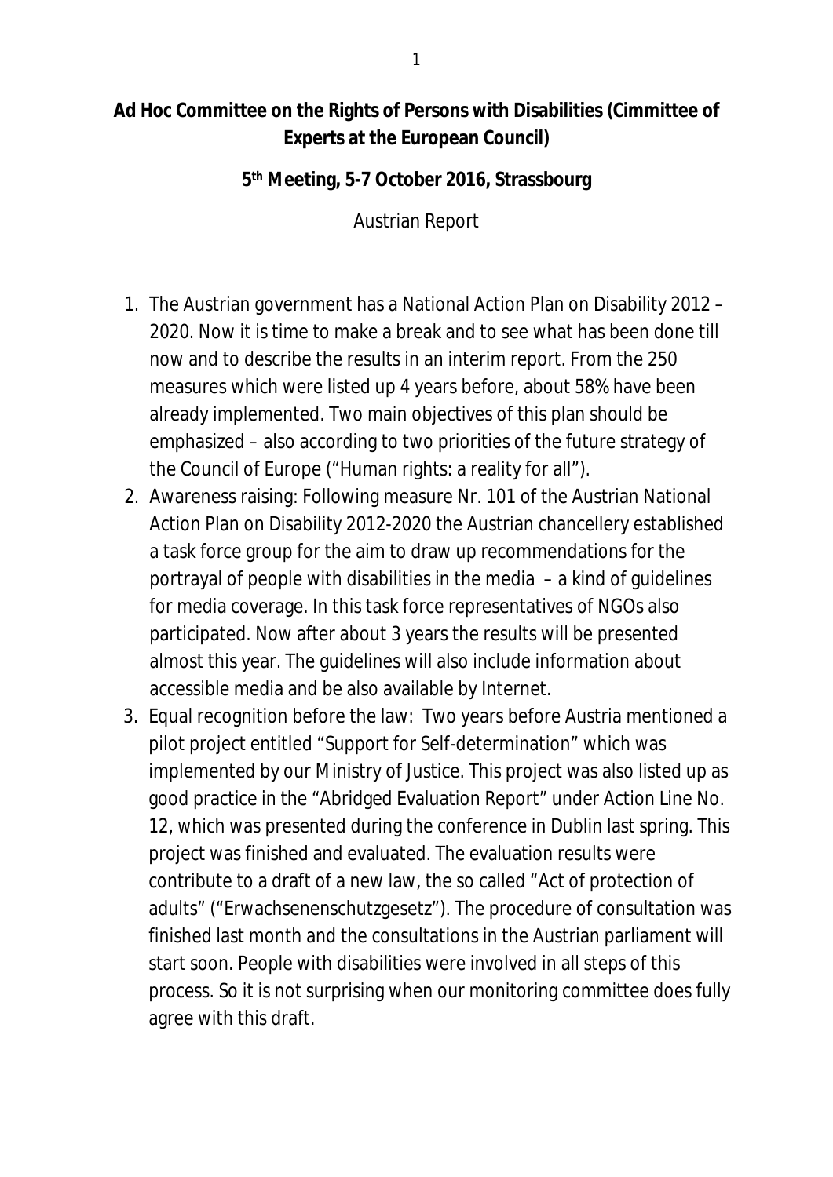**Ad Hoc Committee on the Rights of Persons with Disabilities (Cimmittee of Experts at the European Council)**

**5th Meeting, 5-7 October 2016, Strassbourg**

Austrian Report

1. The Austrian government has a National Action Plan on Disability 2012 – 2020. Now it is time to make a break and to see what has been done till now and to describe the results in an interim report. From the 250 measures which were listed up 4 years before, about 58% have been already implemented. Two main objectives of this plan should be emphasized – also according to two priorities of the future strategy of the Council of Europe ("Human rights: a reality for all").
2. Awareness raising: Following measure Nr. 101 of the Austrian National Action Plan on Disability 2012-2020 the Austrian chancellery established a task force group for the aim to draw up recommendations for the portrayal of people with disabilities in the media – a kind of guidelines for media coverage. In this task force representatives of NGOs also participated. Now after about 3 years the results will be presented almost this year. The guidelines will also include information about accessible media and be also available by Internet.
3. Equal recognition before the law: Two years before Austria mentioned a pilot project entitled "Support for Self-determination" which was implemented by our Ministry of Justice. This project was also listed up as good practice in the "Abridged Evaluation Report" under Action Line No. 12, which was presented during the conference in Dublin last spring. This project was finished and evaluated. The evaluation results were contribute to a draft of a new law, the so called "Act of protection of adults" ("Erwachsenenschutzgesetz"). The procedure of consultation was finished last month and the consultations in the Austrian parliament will start soon. People with disabilities were involved in all steps of this process. So it is not surprising when our monitoring committee does fully agree with this draft.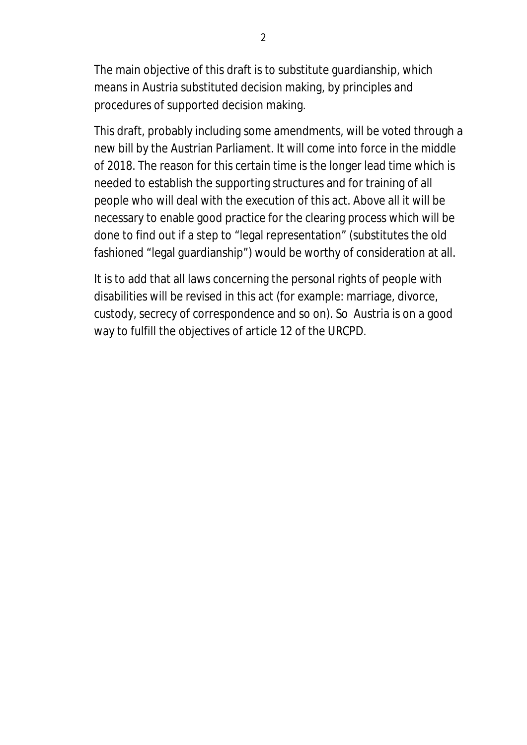The main objective of this draft is to substitute guardianship, which means in Austria substituted decision making, by principles and procedures of supported decision making.

This draft, probably including some amendments, will be voted through a new bill by the Austrian Parliament. It will come into force in the middle of 2018. The reason for this certain time is the longer lead time which is needed to establish the supporting structures and for training of all people who will deal with the execution of this act. Above all it will be necessary to enable good practice for the clearing process which will be done to find out if a step to "legal representation" (substitutes the old fashioned "legal guardianship") would be worthy of consideration at all.

It is to add that all laws concerning the personal rights of people with disabilities will be revised in this act (for example: marriage, divorce, custody, secrecy of correspondence and so on). So Austria is on a good way to fulfill the objectives of article 12 of the URCPD.